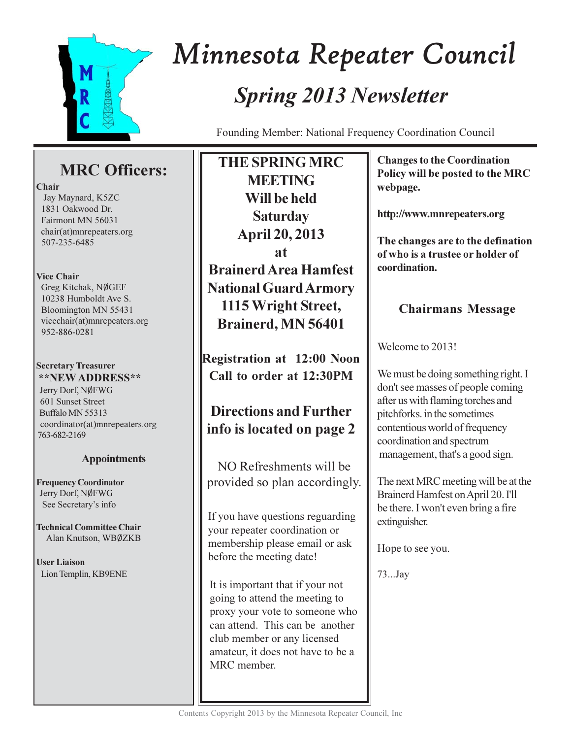# Minnesota Repeater Council

## *Spring 2013 Newsletter*

Founding Member: National Frequency Coordination Council

## MRC Officers:

**Chair**
Jay Maynard, K5ZC
1831 Oakwood Dr.
Fairmont MN 56031
chair(at)mnrepeaters.org
507-235-6485

**Vice Chair**
Greg Kitchak, NØGEF
10238 Humboldt Ave S.
Bloomington MN 55431
vicechair(at)mnrepeaters.org
952-886-0281

**Secretary Treasurer**
**\*\*NEW ADDRESS\*\***
Jerry Dorf, NØFWG
601 Sunset Street
Buffalo MN 55313
coordinator(at)mnrepeaters.org
763-682-2169

### Appointments

**Frequency Coordinator**
Jerry Dorf, NØFWG
See Secretary's info

**Technical Committee Chair**
Alan Knutson, WBØZKB

**User Liaison**
Lion Templin, KB9ENE

**THE SPRING MRC MEETING**
**Will be held**
**Saturday**
**April 20, 2013**
**at**
**Brainerd Area Hamfest**
**National Guard Armory**
**1115 Wright Street,**
**Brainerd, MN 56401**

**Registration at 12:00 Noon**
**Call to order at 12:30PM**

**Directions and Further info is located on page 2**

NO Refreshments will be provided so plan accordingly.

If you have questions reguarding your repeater coordination or membership please email or ask before the meeting date!

It is important that if your not going to attend the meeting to proxy your vote to someone who can attend. This can be another club member or any licensed amateur, it does not have to be a MRC member.

**Changes to the Coordination Policy will be posted to the MRC webpage.**

**http://www.mnrepeaters.org**

**The changes are to the defination of who is a trustee or holder of coordination.**

### Chairmans Message

Welcome to 2013!

We must be doing something right. I don't see masses of people coming after us with flaming torches and pitchforks. in the sometimes contentious world of frequency coordination and spectrum management, that's a good sign.

The next MRC meeting will be at the Brainerd Hamfest on April 20. I'll be there. I won't even bring a fire extinguisher.

Hope to see you.

73...Jay

Contents Copyright 2013 by the Minnesota Repeater Council, Inc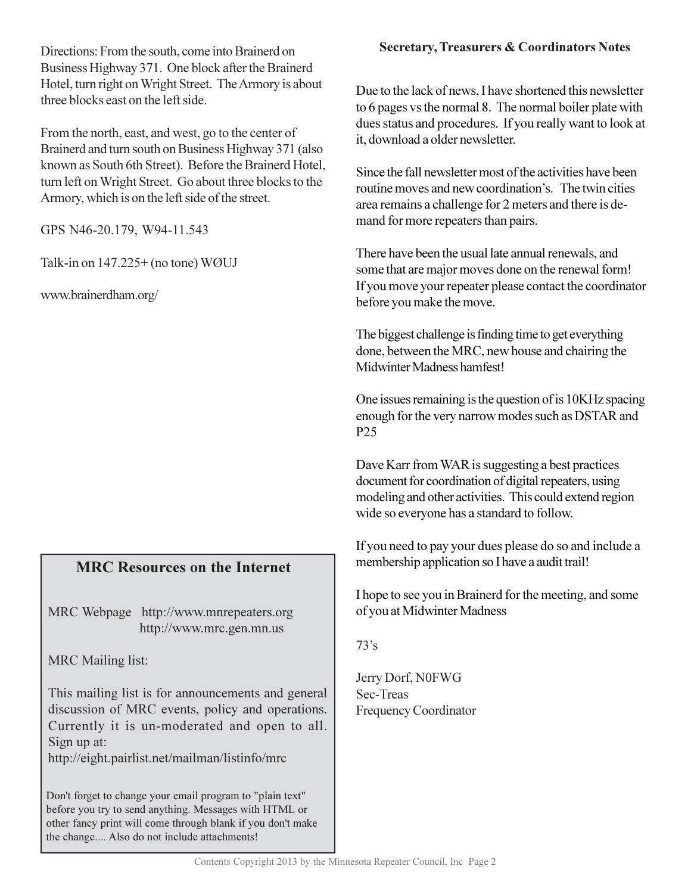Directions: From the south, come into Brainerd on Business Highway 371. One block after the Brainerd Hotel, turn right on Wright Street. The Armory is about three blocks east on the left side.

From the north, east, and west, go to the center of Brainerd and turn south on Business Highway 371 (also known as South 6th Street). Before the Brainerd Hotel, turn left on Wright Street. Go about three blocks to the Armory, which is on the left side of the street.

GPS N46-20.179, W94-11.543

Talk-in on 147.225+ (no tone) WØUJ

www.brainerdham.org/

## MRC Resources on the Internet

MRC Webpage http://www.mnrepeaters.org
http://www.mrc.gen.mn.us

MRC Mailing list:

This mailing list is for announcements and general discussion of MRC events, policy and operations. Currently it is un-moderated and open to all. Sign up at:
http://eight.pairlist.net/mailman/listinfo/mrc

Don't forget to change your email program to "plain text" before you try to send anything. Messages with HTML or other fancy print will come through blank if you don't make the change.... Also do not include attachments!

### Secretary, Treasurers & Coordinators Notes

Due to the lack of news, I have shortened this newsletter to 6 pages vs the normal 8. The normal boiler plate with dues status and procedures. If you really want to look at it, download a older newsletter.

Since the fall newsletter most of the activities have been routine moves and new coordination's. The twin cities area remains a challenge for 2 meters and there is demand for more repeaters than pairs.

There have been the usual late annual renewals, and some that are major moves done on the renewal form! If you move your repeater please contact the coordinator before you make the move.

The biggest challenge is finding time to get everything done, between the MRC, new house and chairing the Midwinter Madness hamfest!

One issues remaining is the question of is 10KHz spacing enough for the very narrow modes such as DSTAR and P25

Dave Karr from WAR is suggesting a best practices document for coordination of digital repeaters, using modeling and other activities. This could extend region wide so everyone has a standard to follow.

If you need to pay your dues please do so and include a membership application so I have a audit trail!

I hope to see you in Brainerd for the meeting, and some of you at Midwinter Madness

73's

Jerry Dorf, N0FWG
Sec-Treas
Frequency Coordinator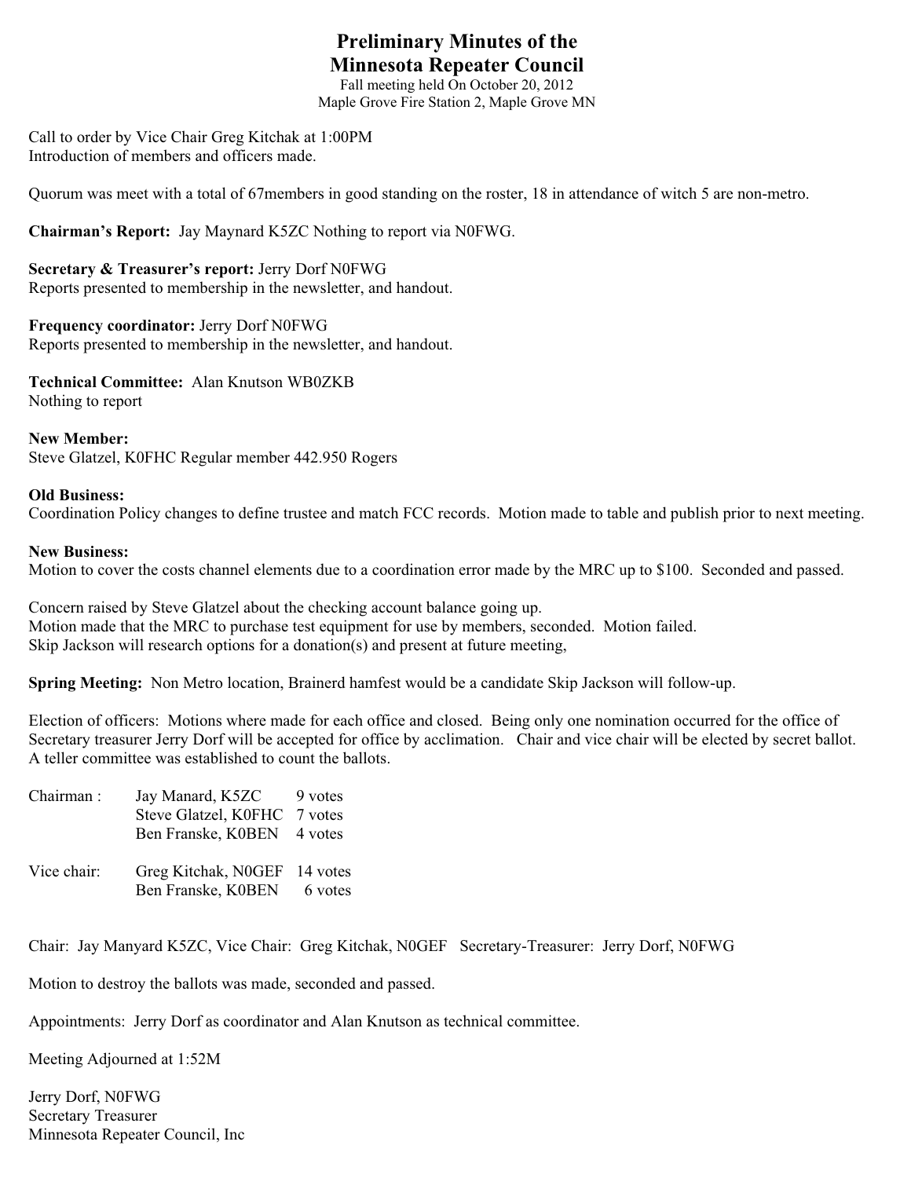# Preliminary Minutes of the Minnesota Repeater Council

Fall meeting held On October 20, 2012
Maple Grove Fire Station 2, Maple Grove MN

Call to order by Vice Chair Greg Kitchak at 1:00PM
Introduction of members and officers made.

Quorum was meet with a total of 67members in good standing on the roster, 18 in attendance of witch 5 are non-metro.

**Chairman's Report:** Jay Maynard K5ZC Nothing to report via N0FWG.

**Secretary & Treasurer's report:** Jerry Dorf N0FWG
Reports presented to membership in the newsletter, and handout.

**Frequency coordinator:** Jerry Dorf N0FWG
Reports presented to membership in the newsletter, and handout.

**Technical Committee:** Alan Knutson WB0ZKB
Nothing to report

**New Member:**
Steve Glatzel, K0FHC Regular member 442.950 Rogers

**Old Business:**
Coordination Policy changes to define trustee and match FCC records. Motion made to table and publish prior to next meeting.

**New Business:**
Motion to cover the costs channel elements due to a coordination error made by the MRC up to $100. Seconded and passed.

Concern raised by Steve Glatzel about the checking account balance going up.
Motion made that the MRC to purchase test equipment for use by members, seconded. Motion failed.
Skip Jackson will research options for a donation(s) and present at future meeting,

**Spring Meeting:** Non Metro location, Brainerd hamfest would be a candidate Skip Jackson will follow-up.

Election of officers: Motions where made for each office and closed. Being only one nomination occurred for the office of Secretary treasurer Jerry Dorf will be accepted for office by acclimation. Chair and vice chair will be elected by secret ballot. A teller committee was established to count the ballots.

| | | |
|---|---|---|
| Chairman : | Jay Manard, K5ZC | 9 votes |
| | Steve Glatzel, K0FHC | 7 votes |
| | Ben Franske, K0BEN | 4 votes |
| Vice chair: | Greg Kitchak, N0GEF | 14 votes |
| | Ben Franske, K0BEN | 6 votes |

Chair: Jay Manyard K5ZC, Vice Chair: Greg Kitchak, N0GEF Secretary-Treasurer: Jerry Dorf, N0FWG

Motion to destroy the ballots was made, seconded and passed.

Appointments: Jerry Dorf as coordinator and Alan Knutson as technical committee.

Meeting Adjourned at 1:52M

Jerry Dorf, N0FWG
Secretary Treasurer
Minnesota Repeater Council, Inc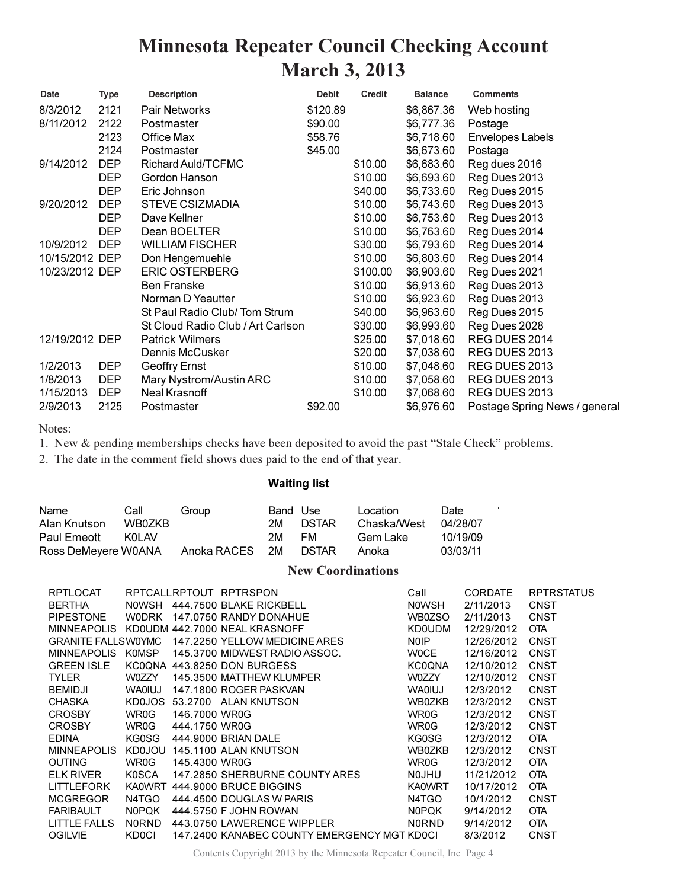# Minnesota Repeater Council Checking Account
## March 3, 2013

| Date | Type | Description | Debit | Credit | Balance | Comments |
|---|---|---|---|---|---|---|
| 8/3/2012 | 2121 | Pair Networks | $120.89 | | $6,867.36 | Web hosting |
| 8/11/2012 | 2122 | Postmaster | $90.00 | | $6,777.36 | Postage |
| | 2123 | Office Max | $58.76 | | $6,718.60 | Envelopes Labels |
| | 2124 | Postmaster | $45.00 | | $6,673.60 | Postage |
| 9/14/2012 | DEP | Richard Auld/TCFMC | | $10.00 | $6,683.60 | Reg dues 2016 |
| | DEP | Gordon Hanson | | $10.00 | $6,693.60 | Reg Dues 2013 |
| | DEP | Eric Johnson | | $40.00 | $6,733.60 | Reg Dues 2015 |
| 9/20/2012 | DEP | STEVE CSIZMADIA | | $10.00 | $6,743.60 | Reg Dues 2013 |
| | DEP | Dave Kellner | | $10.00 | $6,753.60 | Reg Dues 2013 |
| | DEP | Dean BOELTER | | $10.00 | $6,763.60 | Reg Dues 2014 |
| 10/9/2012 | DEP | WILLIAM FISCHER | | $30.00 | $6,793.60 | Reg Dues 2014 |
| 10/15/2012 | DEP | Don Hengemuehle | | $10.00 | $6,803.60 | Reg Dues 2014 |
| 10/23/2012 | DEP | ERIC OSTERBERG | | $100.00 | $6,903.60 | Reg Dues 2021 |
| | | Ben Franske | | $10.00 | $6,913.60 | Reg Dues 2013 |
| | | Norman D Yeautter | | $10.00 | $6,923.60 | Reg Dues 2013 |
| | | St Paul Radio Club/ Tom Strum | | $40.00 | $6,963.60 | Reg Dues 2015 |
| | | St Cloud Radio Club / Art Carlson | | $30.00 | $6,993.60 | Reg Dues 2028 |
| 12/19/2012 | DEP | Patrick Wilmers | | $25.00 | $7,018.60 | REG DUES 2014 |
| | | Dennis McCusker | | $20.00 | $7,038.60 | REG DUES 2013 |
| 1/2/2013 | DEP | Geoffry Ernst | | $10.00 | $7,048.60 | REG DUES 2013 |
| 1/8/2013 | DEP | Mary Nystrom/Austin ARC | | $10.00 | $7,058.60 | REG DUES 2013 |
| 1/15/2013 | DEP | Neal Krasnoff | | $10.00 | $7,068.60 | REG DUES 2013 |
| 2/9/2013 | 2125 | Postmaster | $92.00 | | $6,976.60 | Postage Spring News / general |

Notes:

1. New & pending memberships checks have been deposited to avoid the past "Stale Check" problems.
2. The date in the comment field shows dues paid to the end of that year.

**Waiting list**

| Name | Call | Group | Band | Use | Location | Date |
|---|---|---|---|---|---|---|
| Alan Knutson | WB0ZKB | | 2M | DSTAR | Chaska/West | 04/28/07 |
| Paul Emeott | K0LAV | | 2M | FM | Gem Lake | 10/19/09 |
| Ross DeMeyere | W0ANA | Anoka RACES | 2M | DSTAR | Anoka | 03/03/11 |

## New Coordinations

| RPTLOCAT | RPTCALL | RPTOUT | RPTRSPON | Call | CORDATE | RPTRSTATUS |
|---|---|---|---|---|---|---|
| BERTHA | N0WSH | 444.7500 | BLAKE RICKBELL | N0WSH | 2/11/2013 | CNST |
| PIPESTONE | W0DRK | 147.0750 | RANDY DONAHUE | WB0ZSO | 2/11/2013 | CNST |
| MINNEAPOLIS | KD0UDM | 442.7000 | NEAL KRASNOFF | KD0UDM | 12/29/2012 | OTA |
| GRANITE FALLS | W0YMC | 147.2250 | YELLOW MEDICINE ARES | N0IP | 12/26/2012 | CNST |
| MINNEAPOLIS | K0MSP | 145.3700 | MIDWEST RADIO ASSOC. | W0CE | 12/16/2012 | CNST |
| GREEN ISLE | KC0QNA | 443.8250 | DON BURGESS | KC0QNA | 12/10/2012 | CNST |
| TYLER | W0ZZY | 145.3500 | MATTHEW KLUMPER | W0ZZY | 12/10/2012 | CNST |
| BEMIDJI | WA0IUJ | 147.1800 | ROGER PASKVAN | WA0IUJ | 12/3/2012 | CNST |
| CHASKA | KD0JOS | 53.2700 | ALAN KNUTSON | WB0ZKB | 12/3/2012 | CNST |
| CROSBY | WR0G | 146.7000 | WR0G | WR0G | 12/3/2012 | CNST |
| CROSBY | WR0G | 444.1750 | WR0G | WR0G | 12/3/2012 | CNST |
| EDINA | KG0SG | 444.9000 | BRIAN DALE | KG0SG | 12/3/2012 | OTA |
| MINNEAPOLIS | KD0JOU | 145.1100 | ALAN KNUTSON | WB0ZKB | 12/3/2012 | CNST |
| OUTING | WR0G | 145.4300 | WR0G | WR0G | 12/3/2012 | OTA |
| ELK RIVER | K0SCA | 147.2850 | SHERBURNE COUNTY ARES | N0JHU | 11/21/2012 | OTA |
| LITTLEFORK | KA0WRT | 444.9000 | BRUCE BIGGINS | KA0WRT | 10/17/2012 | OTA |
| MCGREGOR | N4TGO | 444.4500 | DOUGLAS W PARIS | N4TGO | 10/1/2012 | CNST |
| FARIBAULT | N0PQK | 444.5750 | F JOHN ROWAN | N0PQK | 9/14/2012 | OTA |
| LITTLE FALLS | N0RND | 443.0750 | LAWERENCE WIPPLER | N0RND | 9/14/2012 | OTA |
| OGILVIE | KD0CI | 147.2400 | KANABEC COUNTY EMERGENCY MGT | KD0CI | 8/3/2012 | CNST |

Contents Copyright 2013 by the Minnesota Repeater Council, Inc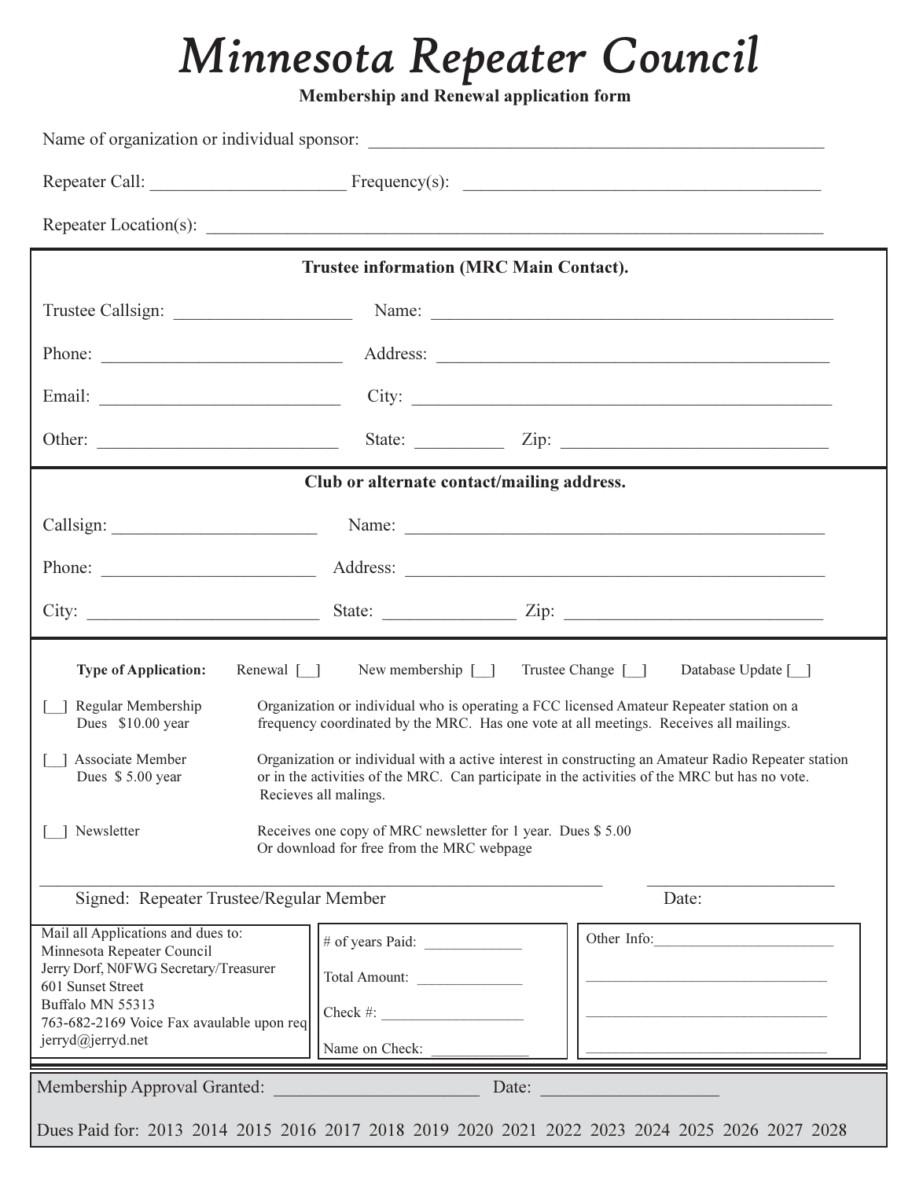# *Minnesota Repeater Council*

**Membership and Renewal application form**

Name of organization or individual sponsor: ____________________________________________________

Repeater Call: ______________________ Frequency(s): ________________________________________

Repeater Location(s): ______________________________________________________________________

**Trustee information (MRC Main Contact).**

Trustee Callsign: ____________________ Name: ______________________________________________

Phone: ___________________________ Address: ____________________________________________

Email: ___________________________ City: _______________________________________________

Other: ___________________________ State: __________ Zip: ______________________________

**Club or alternate contact/mailing address.**

Callsign: _______________________ Name: _______________________________________________

Phone: _______________________ Address: _______________________________________________

City: __________________________ State: ______________ Zip: _____________________________

**Type of Application:** Renewal [__] New membership [__] Trustee Change [__] Database Update [__]

[__] Regular Membership Dues $10.00 year — Organization or individual who is operating a FCC licensed Amateur Repeater station on a frequency coordinated by the MRC. Has one vote at all meetings. Receives all mailings.

[__] Associate Member Dues $ 5.00 year — Organization or individual with a active interest in constructing an Amateur Radio Repeater station or in the activities of the MRC. Can participate in the activities of the MRC but has no vote. Recieves all malings.

[__] Newsletter — Receives one copy of MRC newsletter for 1 year. Dues $ 5.00 Or download for free from the MRC webpage

_______________________________________________________________ ______________________

Signed: Repeater Trustee/Regular Member Date:

Mail all Applications and dues to:
Minnesota Repeater Council
Jerry Dorf, N0FWG Secretary/Treasurer
601 Sunset Street
Buffalo MN 55313
763-682-2169 Voice Fax avaulable upon req
jerryd@jerryd.net

# of years Paid: ____________

Total Amount: _____________

Check #: __________________

Name on Check: ____________

Other Info:_______________________

________________________________

________________________________

________________________________

Membership Approval Granted: ______________________ Date: ____________________

Dues Paid for: 2013 2014 2015 2016 2017 2018 2019 2020 2021 2022 2023 2024 2025 2026 2027 2028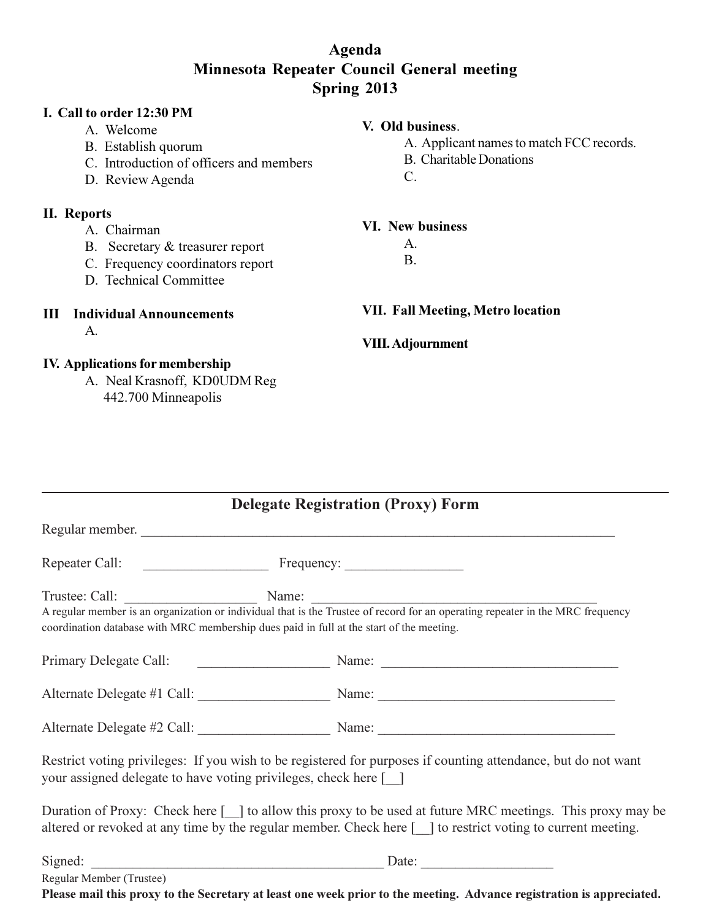# Agenda
# Minnesota Repeater Council General meeting
# Spring 2013

**I. Call to order 12:30 PM**

- A. Welcome
- B. Establish quorum
- C. Introduction of officers and members
- D. Review Agenda

**II. Reports**

- A. Chairman
- B. Secretary & treasurer report
- C. Frequency coordinators report
- D. Technical Committee

**III Individual Announcements**

- A.

**IV. Applications for membership**

- A. Neal Krasnoff, KD0UDM Reg
  442.700 Minneapolis

**V. Old business**.

- A. Applicant names to match FCC records.
- B. Charitable Donations
- C.

**VI. New business**

- A.
- B.

**VII. Fall Meeting, Metro location**

**VIII. Adjournment**

---

## Delegate Registration (Proxy) Form

Regular member. ________________________________________________________________________

Repeater Call: __________________ Frequency: _________________

Trustee: Call: ___________________ Name: __________________________________________

A regular member is an organization or individual that is the Trustee of record for an operating repeater in the MRC frequency coordination database with MRC membership dues paid in full at the start of the meeting.

Primary Delegate Call: ___________________ Name: ___________________________________

Alternate Delegate #1 Call: ___________________ Name: ___________________________________

Alternate Delegate #2 Call: ___________________ Name: ___________________________________

Restrict voting privileges: If you wish to be registered for purposes if counting attendance, but do not want your assigned delegate to have voting privileges, check here [__]

Duration of Proxy: Check here [__] to allow this proxy to be used at future MRC meetings. This proxy may be altered or revoked at any time by the regular member. Check here [__] to restrict voting to current meeting.

Signed: ___________________________________________ Date: ___________________

Regular Member (Trustee)

**Please mail this proxy to the Secretary at least one week prior to the meeting. Advance registration is appreciated.**